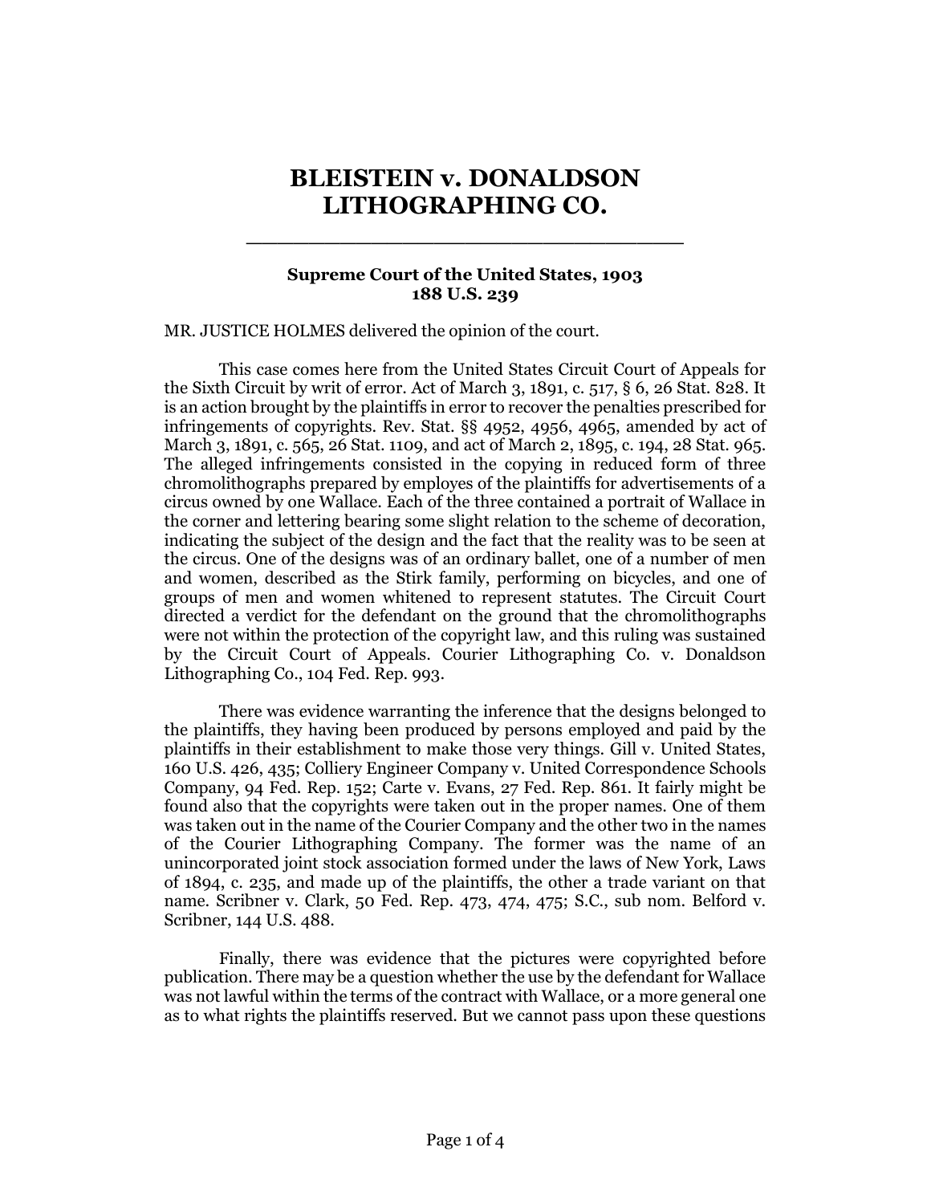# BLEISTEIN v. DONALDSON LITHOGRAPHING CO.

---

**Supreme Court of the United States, 1903**
**188 U.S. 239**

MR. JUSTICE HOLMES delivered the opinion of the court.

This case comes here from the United States Circuit Court of Appeals for the Sixth Circuit by writ of error. Act of March 3, 1891, c. 517, § 6, 26 Stat. 828. It is an action brought by the plaintiffs in error to recover the penalties prescribed for infringements of copyrights. Rev. Stat. §§ 4952, 4956, 4965, amended by act of March 3, 1891, c. 565, 26 Stat. 1109, and act of March 2, 1895, c. 194, 28 Stat. 965. The alleged infringements consisted in the copying in reduced form of three chromolithographs prepared by employes of the plaintiffs for advertisements of a circus owned by one Wallace. Each of the three contained a portrait of Wallace in the corner and lettering bearing some slight relation to the scheme of decoration, indicating the subject of the design and the fact that the reality was to be seen at the circus. One of the designs was of an ordinary ballet, one of a number of men and women, described as the Stirk family, performing on bicycles, and one of groups of men and women whitened to represent statutes. The Circuit Court directed a verdict for the defendant on the ground that the chromolithographs were not within the protection of the copyright law, and this ruling was sustained by the Circuit Court of Appeals. Courier Lithographing Co. v. Donaldson Lithographing Co., 104 Fed. Rep. 993.

There was evidence warranting the inference that the designs belonged to the plaintiffs, they having been produced by persons employed and paid by the plaintiffs in their establishment to make those very things. Gill v. United States, 160 U.S. 426, 435; Colliery Engineer Company v. United Correspondence Schools Company, 94 Fed. Rep. 152; Carte v. Evans, 27 Fed. Rep. 861. It fairly might be found also that the copyrights were taken out in the proper names. One of them was taken out in the name of the Courier Company and the other two in the names of the Courier Lithographing Company. The former was the name of an unincorporated joint stock association formed under the laws of New York, Laws of 1894, c. 235, and made up of the plaintiffs, the other a trade variant on that name. Scribner v. Clark, 50 Fed. Rep. 473, 474, 475; S.C., sub nom. Belford v. Scribner, 144 U.S. 488.

Finally, there was evidence that the pictures were copyrighted before publication. There may be a question whether the use by the defendant for Wallace was not lawful within the terms of the contract with Wallace, or a more general one as to what rights the plaintiffs reserved. But we cannot pass upon these questions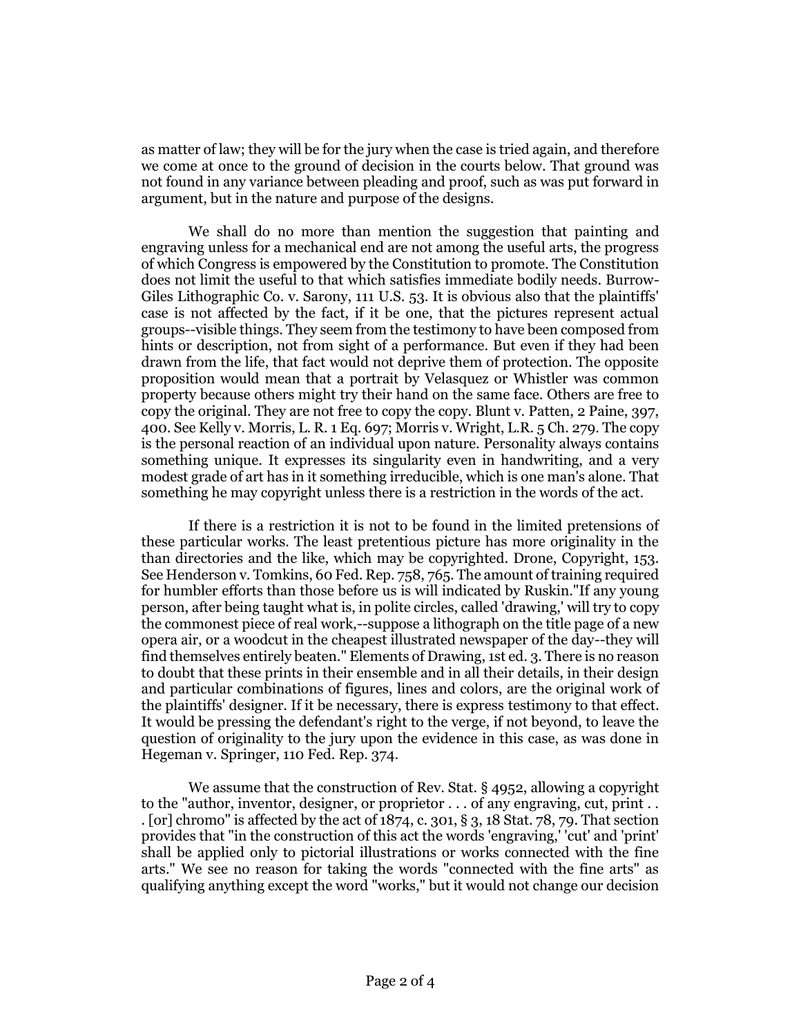as matter of law; they will be for the jury when the case is tried again, and therefore we come at once to the ground of decision in the courts below. That ground was not found in any variance between pleading and proof, such as was put forward in argument, but in the nature and purpose of the designs.

We shall do no more than mention the suggestion that painting and engraving unless for a mechanical end are not among the useful arts, the progress of which Congress is empowered by the Constitution to promote. The Constitution does not limit the useful to that which satisfies immediate bodily needs. Burrow-Giles Lithographic Co. v. Sarony, 111 U.S. 53. It is obvious also that the plaintiffs' case is not affected by the fact, if it be one, that the pictures represent actual groups--visible things. They seem from the testimony to have been composed from hints or description, not from sight of a performance. But even if they had been drawn from the life, that fact would not deprive them of protection. The opposite proposition would mean that a portrait by Velasquez or Whistler was common property because others might try their hand on the same face. Others are free to copy the original. They are not free to copy the copy. Blunt v. Patten, 2 Paine, 397, 400. See Kelly v. Morris, L. R. 1 Eq. 697; Morris v. Wright, L.R. 5 Ch. 279. The copy is the personal reaction of an individual upon nature. Personality always contains something unique. It expresses its singularity even in handwriting, and a very modest grade of art has in it something irreducible, which is one man's alone. That something he may copyright unless there is a restriction in the words of the act.

If there is a restriction it is not to be found in the limited pretensions of these particular works. The least pretentious picture has more originality in the than directories and the like, which may be copyrighted. Drone, Copyright, 153. See Henderson v. Tomkins, 60 Fed. Rep. 758, 765. The amount of training required for humbler efforts than those before us is will indicated by Ruskin."If any young person, after being taught what is, in polite circles, called 'drawing,' will try to copy the commonest piece of real work,--suppose a lithograph on the title page of a new opera air, or a woodcut in the cheapest illustrated newspaper of the day--they will find themselves entirely beaten." Elements of Drawing, 1st ed. 3. There is no reason to doubt that these prints in their ensemble and in all their details, in their design and particular combinations of figures, lines and colors, are the original work of the plaintiffs' designer. If it be necessary, there is express testimony to that effect. It would be pressing the defendant's right to the verge, if not beyond, to leave the question of originality to the jury upon the evidence in this case, as was done in Hegeman v. Springer, 110 Fed. Rep. 374.

We assume that the construction of Rev. Stat. § 4952, allowing a copyright to the "author, inventor, designer, or proprietor . . . of any engraving, cut, print . . . [or] chromo" is affected by the act of 1874, c. 301, § 3, 18 Stat. 78, 79. That section provides that "in the construction of this act the words 'engraving,' 'cut' and 'print' shall be applied only to pictorial illustrations or works connected with the fine arts." We see no reason for taking the words "connected with the fine arts" as qualifying anything except the word "works," but it would not change our decision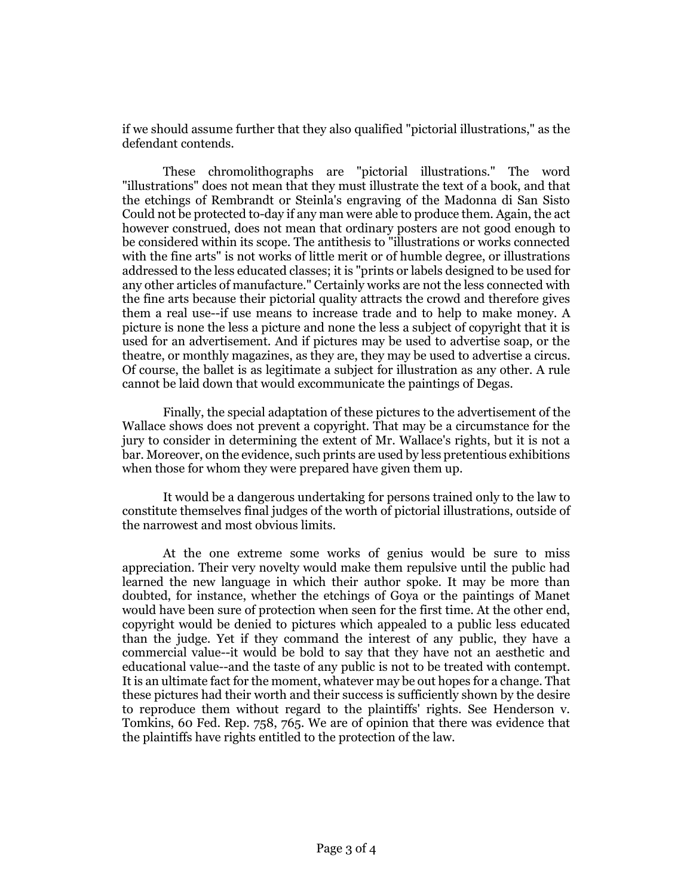if we should assume further that they also qualified "pictorial illustrations," as the defendant contends.

These chromolithographs are "pictorial illustrations." The word "illustrations" does not mean that they must illustrate the text of a book, and that the etchings of Rembrandt or Steinla's engraving of the Madonna di San Sisto Could not be protected to-day if any man were able to produce them. Again, the act however construed, does not mean that ordinary posters are not good enough to be considered within its scope. The antithesis to "illustrations or works connected with the fine arts" is not works of little merit or of humble degree, or illustrations addressed to the less educated classes; it is "prints or labels designed to be used for any other articles of manufacture." Certainly works are not the less connected with the fine arts because their pictorial quality attracts the crowd and therefore gives them a real use--if use means to increase trade and to help to make money. A picture is none the less a picture and none the less a subject of copyright that it is used for an advertisement. And if pictures may be used to advertise soap, or the theatre, or monthly magazines, as they are, they may be used to advertise a circus. Of course, the ballet is as legitimate a subject for illustration as any other. A rule cannot be laid down that would excommunicate the paintings of Degas.

Finally, the special adaptation of these pictures to the advertisement of the Wallace shows does not prevent a copyright. That may be a circumstance for the jury to consider in determining the extent of Mr. Wallace's rights, but it is not a bar. Moreover, on the evidence, such prints are used by less pretentious exhibitions when those for whom they were prepared have given them up.

It would be a dangerous undertaking for persons trained only to the law to constitute themselves final judges of the worth of pictorial illustrations, outside of the narrowest and most obvious limits.

At the one extreme some works of genius would be sure to miss appreciation. Their very novelty would make them repulsive until the public had learned the new language in which their author spoke. It may be more than doubted, for instance, whether the etchings of Goya or the paintings of Manet would have been sure of protection when seen for the first time. At the other end, copyright would be denied to pictures which appealed to a public less educated than the judge. Yet if they command the interest of any public, they have a commercial value--it would be bold to say that they have not an aesthetic and educational value--and the taste of any public is not to be treated with contempt. It is an ultimate fact for the moment, whatever may be out hopes for a change. That these pictures had their worth and their success is sufficiently shown by the desire to reproduce them without regard to the plaintiffs' rights. See Henderson v. Tomkins, 60 Fed. Rep. 758, 765. We are of opinion that there was evidence that the plaintiffs have rights entitled to the protection of the law.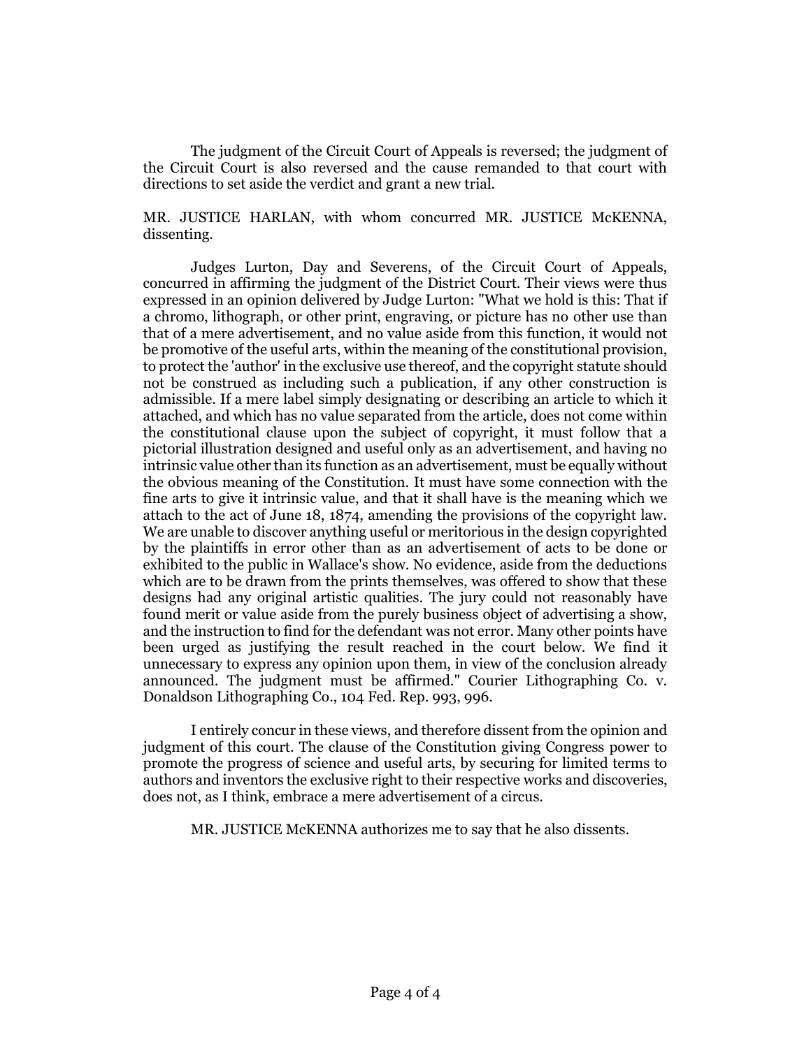The judgment of the Circuit Court of Appeals is reversed; the judgment of the Circuit Court is also reversed and the cause remanded to that court with directions to set aside the verdict and grant a new trial.

MR. JUSTICE HARLAN, with whom concurred MR. JUSTICE McKENNA, dissenting.

Judges Lurton, Day and Severens, of the Circuit Court of Appeals, concurred in affirming the judgment of the District Court. Their views were thus expressed in an opinion delivered by Judge Lurton: "What we hold is this: That if a chromo, lithograph, or other print, engraving, or picture has no other use than that of a mere advertisement, and no value aside from this function, it would not be promotive of the useful arts, within the meaning of the constitutional provision, to protect the 'author' in the exclusive use thereof, and the copyright statute should not be construed as including such a publication, if any other construction is admissible. If a mere label simply designating or describing an article to which it attached, and which has no value separated from the article, does not come within the constitutional clause upon the subject of copyright, it must follow that a pictorial illustration designed and useful only as an advertisement, and having no intrinsic value other than its function as an advertisement, must be equally without the obvious meaning of the Constitution. It must have some connection with the fine arts to give it intrinsic value, and that it shall have is the meaning which we attach to the act of June 18, 1874, amending the provisions of the copyright law. We are unable to discover anything useful or meritorious in the design copyrighted by the plaintiffs in error other than as an advertisement of acts to be done or exhibited to the public in Wallace's show. No evidence, aside from the deductions which are to be drawn from the prints themselves, was offered to show that these designs had any original artistic qualities. The jury could not reasonably have found merit or value aside from the purely business object of advertising a show, and the instruction to find for the defendant was not error. Many other points have been urged as justifying the result reached in the court below. We find it unnecessary to express any opinion upon them, in view of the conclusion already announced. The judgment must be affirmed." Courier Lithographing Co. v. Donaldson Lithographing Co., 104 Fed. Rep. 993, 996.

I entirely concur in these views, and therefore dissent from the opinion and judgment of this court. The clause of the Constitution giving Congress power to promote the progress of science and useful arts, by securing for limited terms to authors and inventors the exclusive right to their respective works and discoveries, does not, as I think, embrace a mere advertisement of a circus.

MR. JUSTICE McKENNA authorizes me to say that he also dissents.